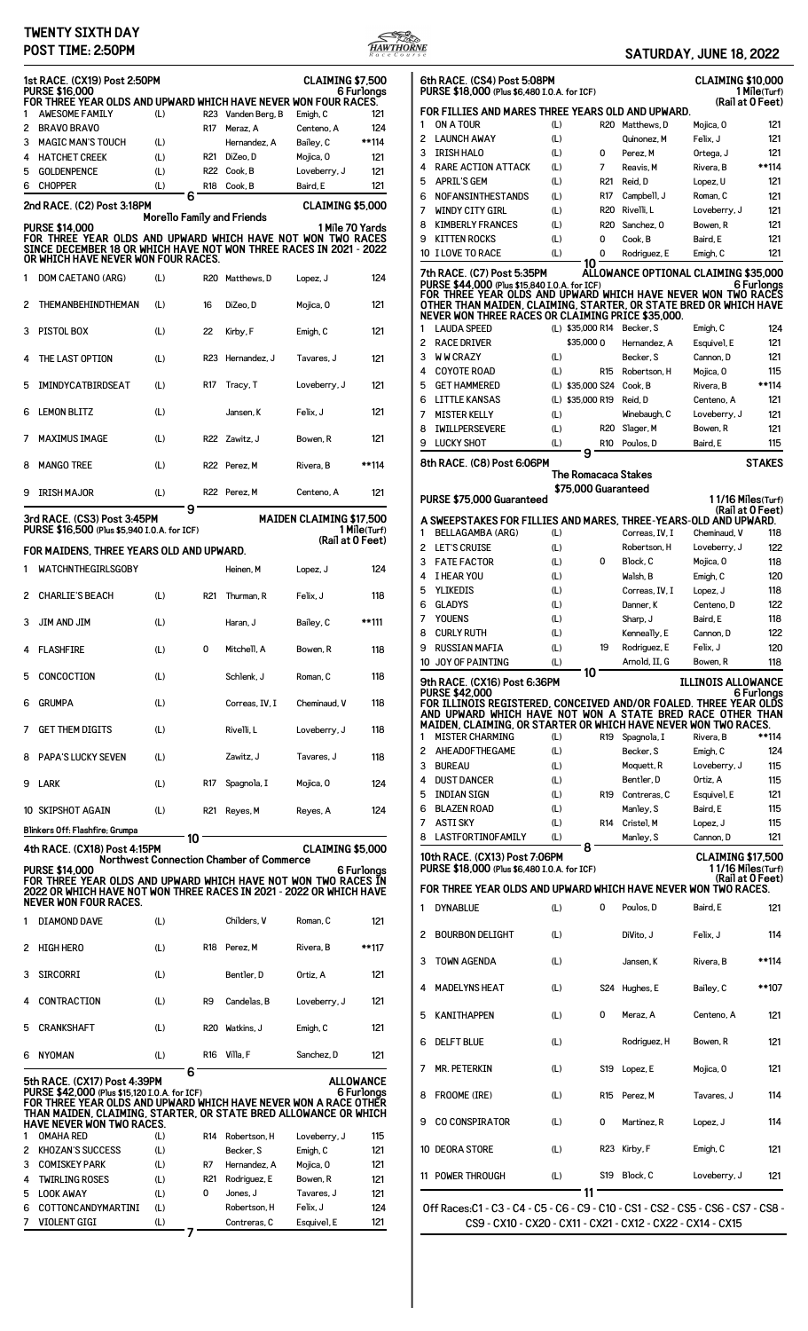# TWENTY SIXTH DAY

**POST TIME: 2:50PM**

**SATURDAY, JUNE 18, 2022**

## 1st RACE. (CX19) Post 2:50PM — CLAIMING $7,500

**PURSE $16,000** — 6 Furlongs

FOR THREE YEAR OLDS AND UPWARD WHICH HAVE NEVER WON FOUR RACES.

| # | Horse | Med | Eq | Trainer | Jockey | Wt |
|---|---|---|---|---|---|---|
| 1 | AWESOME FAMILY | (L) | R23 | Vanden Berg, B | Emigh, C | 121 |
| 2 | BRAVO BRAVO | | R17 | Meraz, A | Centeno, A | 124 |
| 3 | MAGIC MAN'S TOUCH | (L) | | Hernandez, A | Bailey, C | **114 |
| 4 | HATCHET CREEK | (L) | R21 | DiZeo, D | Mojica, O | 121 |
| 5 | GOLDENPENCE | (L) | R22 | Cook, B | Loveberry, J | 121 |
| 6 | CHOPPER | (L) | R18 | Cook, B | Baird, E | 121 |

6

## 2nd RACE. (C2) Post 3:18PM — CLAIMING $5,000

**Morello Family and Friends**

**PURSE $14,000** — 1 Mile 70 Yards

FOR THREE YEAR OLDS AND UPWARD WHICH HAVE NOT WON TWO RACES SINCE DECEMBER 18 OR WHICH HAVE NOT WON THREE RACES IN 2021 - 2022 OR WHICH HAVE NEVER WON FOUR RACES.

| # | Horse | Med | Eq | Trainer | Jockey | Wt |
|---|---|---|---|---|---|---|
| 1 | DOM CAETANO (ARG) | (L) | R20 | Matthews, D | Lopez, J | 124 |
| 2 | THEMANBEHINDTHEMAN | (L) | 16 | DiZeo, D | Mojica, O | 121 |
| 3 | PISTOL BOX | (L) | 22 | Kirby, F | Emigh, C | 121 |
| 4 | THE LAST OPTION | (L) | R23 | Hernandez, J | Tavares, J | 121 |
| 5 | IMINDYCATBIRDSEAT | (L) | R17 | Tracy, T | Loveberry, J | 121 |
| 6 | LEMON BLITZ | (L) | | Jansen, K | Felix, J | 121 |
| 7 | MAXIMUS IMAGE | (L) | R22 | Zawitz, J | Bowen, R | 121 |
| 8 | MANGO TREE | (L) | R22 | Perez, M | Rivera, B | **114 |
| 9 | IRISH MAJOR | (L) | R22 | Perez, M | Centeno, A | 121 |

9

## 3rd RACE. (CS3) Post 3:45PM — MAIDEN CLAIMING $17,500

**PURSE $16,500** (Plus $5,940 I.O.A. for ICF) — 1 Mile(Turf) (Rail at 0 Feet)

FOR MAIDENS, THREE YEARS OLD AND UPWARD.

| # | Horse | Med | Eq | Trainer | Jockey | Wt |
|---|---|---|---|---|---|---|
| 1 | WATCHNTHEGIRLSGOBY | | | Heinen, M | Lopez, J | 124 |
| 2 | CHARLIE'S BEACH | (L) | R21 | Thurman, R | Felix, J | 118 |
| 3 | JIM AND JIM | (L) | | Haran, J | Bailey, C | **111 |
| 4 | FLASHFIRE | (L) | 0 | Mitchell, A | Bowen, R | 118 |
| 5 | CONCOCTION | (L) | | Schlenk, J | Roman, C | 118 |
| 6 | GRUMPA | (L) | | Correas, IV, I | Cheminaud, V | 118 |
| 7 | GET THEM DIGITS | (L) | | Rivelli, L | Loveberry, J | 118 |
| 8 | PAPA'S LUCKY SEVEN | (L) | | Zawitz, J | Tavares, J | 118 |
| 9 | LARK | (L) | R17 | Spagnola, I | Mojica, O | 124 |
| 10 | SKIPSHOT AGAIN | (L) | R21 | Reyes, M | Reyes, A | 124 |

Blinkers Off: Flashfire; Grumpa

10

## 4th RACE. (CX18) Post 4:15PM — CLAIMING $5,000

**Northwest Connection Chamber of Commerce**

**PURSE $14,000** — 6 Furlongs

FOR THREE YEAR OLDS AND UPWARD WHICH HAVE NOT WON THREE RACES IN 2022 OR WHICH HAVE NOT WON THREE RACES IN 2021 - 2022 OR WHICH HAVE NEVER WON FOUR RACES.

| # | Horse | Med | Eq | Trainer | Jockey | Wt |
|---|---|---|---|---|---|---|
| 1 | DIAMOND DAVE | (L) | | Childers, V | Roman, C | 121 |
| 2 | HIGH HERO | (L) | R18 | Perez, M | Rivera, B | **117 |
| 3 | SIRCORRI | (L) | | Bentler, D | Ortiz, A | 121 |
| 4 | CONTRACTION | (L) | R9 | Candelas, B | Loveberry, J | 121 |
| 5 | CRANKSHAFT | (L) | R20 | Watkins, J | Emigh, C | 121 |
| 6 | NYOMAN | (L) | R16 | Villa, F | Sanchez, D | 121 |

6

## 5th RACE. (CX17) Post 4:39PM — ALLOWANCE

**PURSE $42,000** (Plus $15,120 I.O.A. for ICF) — 6 Furlongs

FOR THREE YEAR OLDS AND UPWARD WHICH HAVE NEVER WON A RACE OTHER THAN MAIDEN, CLAIMING, STARTER, OR STATE BRED ALLOWANCE OR WHICH HAVE NEVER WON TWO RACES.

| # | Horse | Med | Eq | Trainer | Jockey | Wt |
|---|---|---|---|---|---|---|
| 1 | OMAHA RED | (L) | R14 | Robertson, H | Loveberry, J | 115 |
| 2 | KHOZAN'S SUCCESS | (L) | | Becker, S | Emigh, C | 121 |
| 3 | COMISKEY PARK | (L) | R7 | Hernandez, A | Mojica, O | 121 |
| 4 | TWIRLING ROSES | (L) | R21 | Rodriguez, E | Bowen, R | 121 |
| 5 | LOOK AWAY | (L) | 0 | Jones, J | Tavares, J | 121 |
| 6 | COTTONCANDYMARTINI | (L) | | Robertson, H | Felix, J | 124 |
| 7 | VIOLENT GIGI | (L) | | Contreras, C | Esquivel, E | 121 |

7

## 6th RACE. (CS4) Post 5:08PM — CLAIMING $10,000

**PURSE $18,000** (Plus $6,480 I.O.A. for ICF) — 1 Mile(Turf) (Rail at 0 Feet)

FOR FILLIES AND MARES THREE YEARS OLD AND UPWARD.

| # | Horse | Med | Eq | Trainer | Jockey | Wt |
|---|---|---|---|---|---|---|
| 1 | ON A TOUR | (L) | R20 | Matthews, D | Mojica, O | 121 |
| 2 | LAUNCH AWAY | (L) | | Quinonez, M | Felix, J | 121 |
| 3 | IRISH HALO | (L) | 0 | Perez, M | Ortega, J | 121 |
| 4 | RARE ACTION ATTACK | (L) | 7 | Reavis, M | Rivera, B | **114 |
| 5 | APRIL'S GEM | (L) | R21 | Reid, D | Lopez, J | 121 |
| 6 | NOFANSINTHESTANDS | (L) | R17 | Campbell, J | Roman, C | 121 |
| 7 | WINDY CITY GIRL | (L) | R20 | Rivelli, L | Loveberry, J | 121 |
| 8 | KIMBERLY FRANCES | (L) | R20 | Sanchez, O | Bowen, R | 121 |
| 9 | KITTEN ROCKS | (L) | 0 | Cook, B | Baird, E | 121 |
| 10 | I LOVE TO RACE | (L) | 0 | Rodriguez, E | Emigh, C | 121 |

10

## 7th RACE. (C7) Post 5:35PM — ALLOWANCE OPTIONAL CLAIMING $35,000

**PURSE $44,000** (Plus $15,840 I.O.A. for ICF) — 6 Furlongs

FOR THREE YEAR OLDS AND UPWARD WHICH HAVE NEVER WON TWO RACES OTHER THAN MAIDEN, CLAIMING, STARTER, OR STATE BRED OR WHICH HAVE NEVER WON THREE RACES OR CLAIMING PRICE $35,000.

| # | Horse | Med | Claim | Eq | Trainer | Jockey | Wt |
|---|---|---|---|---|---|---|---|
| 1 | LAUDA SPEED | (L) | $35,000 | R14 | Becker, S | Emigh, C | 124 |
| 2 | RACE DRIVER | | $35,000 | 0 | Hernandez, A | Esquivel, E | 121 |
| 3 | W W CRAZY | (L) | | | Becker, S | Cannon, D | 121 |
| 4 | COYOTE ROAD | (L) | | R15 | Robertson, H | Mojica, O | 115 |
| 5 | GET HAMMERED | (L) | $35,000 | S24 | Cook, B | Rivera, B | **114 |
| 6 | LITTLE KANSAS | (L) | $35,000 | R19 | Reid, D | Centeno, A | 121 |
| 7 | MISTER KELLY | (L) | | | Winebaugh, C | Loveberry, J | 121 |
| 8 | IWILLPERSEVERE | (L) | | R20 | Slager, M | Bowen, R | 121 |
| 9 | LUCKY SHOT | (L) | | R10 | Poulos, D | Baird, E | 115 |

9

## 8th RACE. (C8) Post 6:06PM — STAKES

**The Romacaca Stakes**

**$75,000 Guaranteed**

**PURSE $75,000 Guaranteed** — 1 1/16 Miles(Turf) (Rail at 0 Feet)

A SWEEPSTAKES FOR FILLIES AND MARES, THREE-YEARS-OLD AND UPWARD.

| # | Horse | Med | Eq | Trainer | Jockey | Wt |
|---|---|---|---|---|---|---|
| 1 | BELLAGAMBA (ARG) | (L) | | Correas, IV, I | Cheminaud, V | 118 |
| 2 | LET'S CRUISE | (L) | | Robertson, H | Loveberry, J | 122 |
| 3 | FATE FACTOR | (L) | 0 | Block, C | Mojica, O | 118 |
| 4 | I HEAR YOU | (L) | | Walsh, B | Emigh, C | 120 |
| 5 | YLIKEDIS | (L) | | Correas, IV, I | Lopez, J | 118 |
| 6 | GLADYS | (L) | | Danner, K | Centeno, D | 122 |
| 7 | YOUENS | (L) | | Sharp, J | Baird, E | 118 |
| 8 | CURLY RUTH | (L) | | Kenneally, E | Cannon, D | 122 |
| 9 | RUSSIAN MAFIA | (L) | 19 | Correas, IV, I | Felix, J | 120 |
| 10 | JOY OF PAINTING | (L) | | Arnold, II, G | Bowen, R | 118 |

10

## 9th RACE. (CX16) Post 6:36PM — ILLINOIS ALLOWANCE

**PURSE $42,000** — 6 Furlongs

FOR ILLINOIS REGISTERED, CONCEIVED AND/OR FOALED. THREE YEAR OLDS AND UPWARD WHICH HAVE NOT WON A STATE BRED RACE OTHER THAN MAIDEN, CLAIMING, OR STARTER OR WHICH HAVE NEVER WON TWO RACES.

| # | Horse | Med | Eq | Trainer | Jockey | Wt |
|---|---|---|---|---|---|---|
| 1 | MISTER CHARMING | (L) | R19 | Spagnola, I | Rivera, B | **114 |
| 2 | AHEADOFTHEGAME | (L) | | Becker, S | Emigh, C | 124 |
| 3 | BUREAU | (L) | | Moquett, R | Loveberry, J | 115 |
| 4 | DUST DANCER | (L) | | Bentler, D | Ortiz, A | 115 |
| 5 | INDIAN SIGN | (L) | R19 | Contreras, C | Esquivel, E | 121 |
| 6 | BLAZEN ROAD | (L) | | Manley, S | Baird, E | 115 |
| 7 | ASTI SKY | (L) | R14 | Cristel, M | Lopez, J | 115 |
| 8 | LASTFORTINOFAMILY | (L) | | Manley, S | Cannon, D | 121 |

8

## 10th RACE. (CX13) Post 7:06PM — CLAIMING $17,500

**PURSE $18,000** (Plus $6,480 I.O.A. for ICF) — 1 1/16 Miles(Turf) (Rail at 0 Feet)

FOR THREE YEAR OLDS AND UPWARD WHICH HAVE NEVER WON TWO RACES.

| # | Horse | Med | Eq | Trainer | Jockey | Wt |
|---|---|---|---|---|---|---|
| 1 | DYNABLUE | (L) | 0 | Poulos, D | Baird, E | 121 |
| 2 | BOURBON DELIGHT | (L) | | DiVito, J | Felix, J | 114 |
| 3 | TOWN AGENDA | (L) | | Jansen, K | Rivera, B | **114 |
| 4 | MADELYNS HEAT | (L) | S24 | Hughes, E | Bailey, C | **107 |
| 5 | KANITHAPPEN | (L) | 0 | Meraz, A | Centeno, A | 121 |
| 6 | DELFT BLUE | (L) | | Rodriguez, H | Bowen, R | 121 |
| 7 | MR. PETERKIN | (L) | S19 | Lopez, E | Mojica, O | 121 |
| 8 | FROOME (IRE) | (L) | R15 | Perez, M | Tavares, J | 114 |
| 9 | CO CONSPIRATOR | (L) | 0 | Martinez, R | Lopez, J | 114 |
| 10 | DEORA STORE | (L) | R23 | Kirby, F | Emigh, C | 121 |
| 11 | POWER THROUGH | (L) | S19 | Block, C | Loveberry, J | 121 |

11

Off Races: C1 - C3 - C4 - C5 - C6 - C9 - C10 - CS1 - CS2 - CS5 - CS6 - CS7 - CS8 - CS9 - CX10 - CX20 - CX11 - CX21 - CX12 - CX22 - CX14 - CX15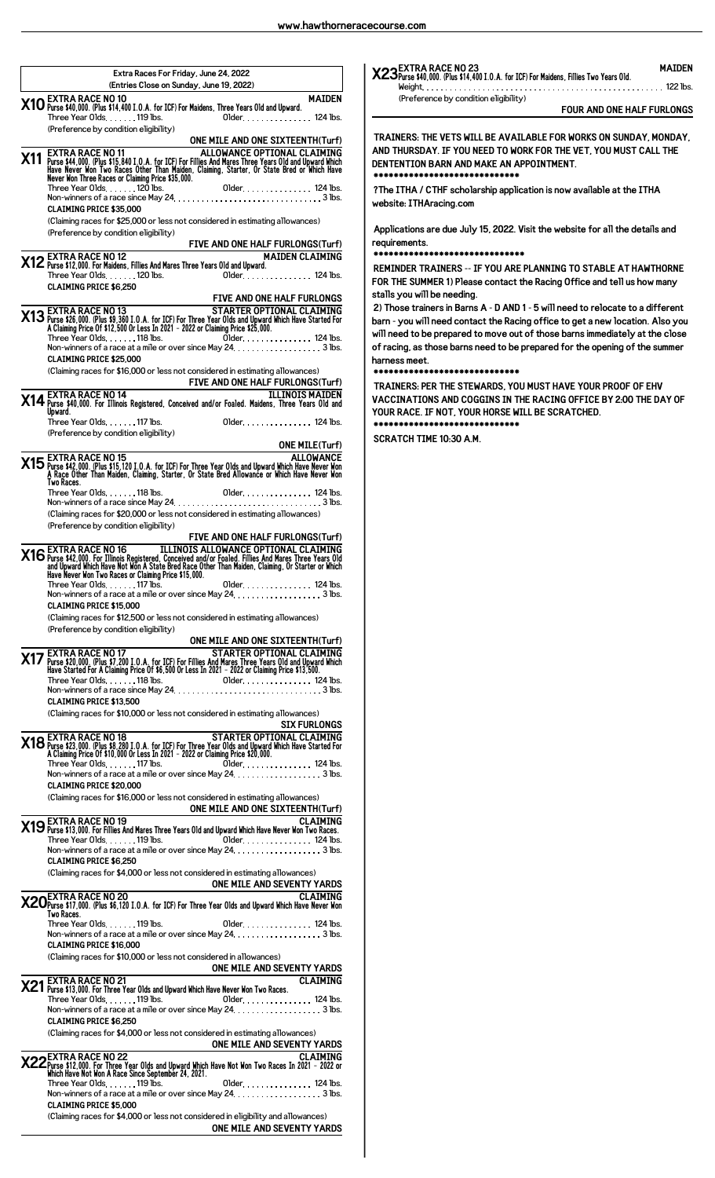## Extra Races For Friday, June 24, 2022
(Entries Close on Sunday, June 19, 2022)

**X10 EXTRA RACE NO 10** — **MAIDEN**
Purse $40,000. (Plus $14,400 I.O.A. for ICF) For Maidens, Three Years Old and Upward.
Three Year Olds. . . . . . . 119 lbs. Older. . . . . . . . . . . . . . . 124 lbs.
(Preference by condition eligibility)
**ONE MILE AND ONE SIXTEENTH(Turf)**

**X11 EXTRA RACE NO 11** — **ALLOWANCE OPTIONAL CLAIMING**
Purse $44,000. (Plus $15,840 I.O.A. for ICF) For Fillies And Mares Three Years Old and Upward Which Have Never Won Two Races Other Than Maiden, Claiming, Starter, Or State Bred or Which Have Never Won Three Races or Claiming Price $35,000.
Three Year Olds. . . . . . . 120 lbs. Older. . . . . . . . . . . . . . . 124 lbs.
Non-winners of a race since May 24. . . . . . . . . . . . . . . . . . . . . . . . . . . 3 lbs.
**CLAIMING PRICE $35,000**
(Claiming races for $25,000 or less not considered in estimating allowances)
(Preference by condition eligibility)
**FIVE AND ONE HALF FURLONGS(Turf)**

**X12 EXTRA RACE NO 12** — **MAIDEN CLAIMING**
Purse $12,000. For Maidens, Fillies And Mares Three Years Old and Upward.
Three Year Olds. . . . . . . 120 lbs. Older. . . . . . . . . . . . . . . 124 lbs.
**CLAIMING PRICE $6,250**
**FIVE AND ONE HALF FURLONGS**

**X13 EXTRA RACE NO 13** — **STARTER OPTIONAL CLAIMING**
Purse $26,000. (Plus $9,360 I.O.A. for ICF) For Three Year Olds and Upward Which Have Started For A Claiming Price Of $12,500 Or Less In 2021 - 2022 or Claiming Price $25,000.
Three Year Olds. . . . . . . 118 lbs. Older. . . . . . . . . . . . . . . 124 lbs.
Non-winners of a race at a mile or over since May 24. . . . . . . . . . . . . . . . . . . 3 lbs.
**CLAIMING PRICE $25,000**
(Claiming races for $16,000 or less not considered in estimating allowances)
**FIVE AND ONE HALF FURLONGS(Turf)**

**X14 EXTRA RACE NO 14** — **ILLINOIS MAIDEN**
Purse $40,000. For Illinois Registered, Conceived and/or Foaled. Maidens, Three Years Old and Upward.
Three Year Olds. . . . . . . 117 lbs. Older. . . . . . . . . . . . . . . 124 lbs.
(Preference by condition eligibility)
**ONE MILE(Turf)**

**X15 EXTRA RACE NO 15** — **ALLOWANCE**
Purse $42,000. (Plus $15,120 I.O.A. for ICF) For Three Year Olds and Upward Which Have Never Won A Race Other Than Maiden, Claiming, Starter, Or State Bred Allowance or Which Have Never Won Two Races.
Three Year Olds. . . . . . . 118 lbs. Older. . . . . . . . . . . . . . . 124 lbs.
Non-winners of a race since May 24. . . . . . . . . . . . . . . . . . . . . . . . . . . 3 lbs.
(Claiming races for $20,000 or less not considered in estimating allowances)
(Preference by condition eligibility)
**FIVE AND ONE HALF FURLONGS(Turf)**

**X16 EXTRA RACE NO 16** — **ILLINOIS ALLOWANCE OPTIONAL CLAIMING**
Purse $42,000. For Illinois Registered, Conceived and/or Foaled. Fillies And Mares Three Years Old and Upward Which Have Not Won A State Bred Race Other Than Maiden, Claiming, Or Starter or Which Have Never Won Two Races or Claiming Price $15,000.
Three Year Olds. . . . . . . 117 lbs. Older. . . . . . . . . . . . . . . 124 lbs.
Non-winners of a race at a mile or over since May 24. . . . . . . . . . . . . . . . . . . 3 lbs.
**CLAIMING PRICE $15,000**
(Claiming races for $12,500 or less not considered in estimating allowances)
(Preference by condition eligibility)
**ONE MILE AND ONE SIXTEENTH(Turf)**

**X17 EXTRA RACE NO 17** — **STARTER OPTIONAL CLAIMING**
Purse $20,000. (Plus $7,200 I.O.A. for ICF) For Fillies And Mares Three Years Old and Upward Which Have Started For A Claiming Price Of $6,500 Or Less In 2021 - 2022 or Claiming Price $13,500.
Three Year Olds. . . . . . . 118 lbs. Older. . . . . . . . . . . . . . . 124 lbs.
Non-winners of a race since May 24. . . . . . . . . . . . . . . . . . . . . . . . . . . 3 lbs.
**CLAIMING PRICE $13,500**
(Claiming races for $10,000 or less not considered in estimating allowances)
**SIX FURLONGS**

**X18 EXTRA RACE NO 18** — **STARTER OPTIONAL CLAIMING**
Purse $23,000. (Plus $8,280 I.O.A. for ICF) For Three Year Olds and Upward Which Have Started For A Claiming Price Of $10,000 Or Less In 2021 - 2022 or Claiming Price $20,000.
Three Year Olds. . . . . . . 117 lbs. Older. . . . . . . . . . . . . . . 124 lbs.
Non-winners of a race at a mile or over since May 24. . . . . . . . . . . . . . . . . . . 3 lbs.
**CLAIMING PRICE $20,000**
(Claiming races for $16,000 or less not considered in estimating allowances)
**ONE MILE AND ONE SIXTEENTH(Turf)**

**X19 EXTRA RACE NO 19** — **CLAIMING**
Purse $13,000. For Fillies And Mares Three Years Old and Upward Which Have Never Won Two Races.
Three Year Olds. . . . . . . 119 lbs. Older. . . . . . . . . . . . . . . 124 lbs.
Non-winners of a race at a mile or over since May 24. . . . . . . . . . . . . . . . . . . 3 lbs.
**CLAIMING PRICE $6,250**
(Claiming races for $4,000 or less not considered in estimating allowances)
**ONE MILE AND SEVENTY YARDS**

**X20 EXTRA RACE NO 20** — **CLAIMING**
Purse $17,000. (Plus $6,120 I.O.A. for ICF) For Three Year Olds and Upward Which Have Never Won Two Races.
Three Year Olds. . . . . . . 119 lbs. Older. . . . . . . . . . . . . . . 124 lbs.
Non-winners of a race at a mile or over since May 24. . . . . . . . . . . . . . . . . . . 3 lbs.
**CLAIMING PRICE $16,000**
(Claiming races for $10,000 or less not considered in allowances)
**ONE MILE AND SEVENTY YARDS**

**X21 EXTRA RACE NO 21** — **CLAIMING**
Purse $13,000. For Three Year Olds and Upward Which Have Never Won Two Races.
Three Year Olds. . . . . . . 119 lbs. Older. . . . . . . . . . . . . . . 124 lbs.
Non-winners of a race at a mile or over since May 24. . . . . . . . . . . . . . . . . . . 3 lbs.
**CLAIMING PRICE $6,250**
(Claiming races for $4,000 or less not considered in estimating allowances)
**ONE MILE AND SEVENTY YARDS**

**X22 EXTRA RACE NO 22** — **CLAIMING**
Purse $12,000. For Three Year Olds and Upward Which Have Not Won Two Races In 2021 - 2022 or Which Have Not Won A Race Since September 24, 2021.
Three Year Olds. . . . . . . 119 lbs. Older. . . . . . . . . . . . . . . 124 lbs.
Non-winners of a race at a mile or over since May 24. . . . . . . . . . . . . . . . . . . 3 lbs.
**CLAIMING PRICE $5,000**
(Claiming races for $4,000 or less not considered in eligibility and allowances)
**ONE MILE AND SEVENTY YARDS**

**X23 EXTRA RACE NO 23** — **MAIDEN**
Purse $40,000. (Plus $14,400 I.O.A. for ICF) For Maidens, Fillies Two Years Old.
Weight. . . . . . . . . . . . . . . . . . . . . . . . . . . . . . . . . . . . . . . . . . . . . . . . . 122 lbs.
(Preference by condition eligibility)
**FOUR AND ONE HALF FURLONGS**

TRAINERS: THE VETS WILL BE AVAILABLE FOR WORKS ON SUNDAY, MONDAY, AND THURSDAY. IF YOU NEED TO WORK FOR THE VET, YOU MUST CALL THE DENTENTION BARN AND MAKE AN APPOINTMENT.

******************************

?The ITHA / CTHF scholarship application is now available at the ITHA website: ITHAracing.com

Applications are due July 15, 2022. Visit the website for all the details and requirements.

******************************

REMINDER TRAINERS -- IF YOU ARE PLANNING TO STABLE AT HAWTHORNE FOR THE SUMMER 1) Please contact the Racing Office and tell us how many stalls you will be needing.

2) Those trainers in Barns A - D AND 1 - 5 will need to relocate to a different barn - you will need contact the Racing office to get a new location. Also you will need to be prepared to move out of those barns immediately at the close of racing, as those barns need to be prepared for the opening of the summer harness meet.

******************************

TRAINERS: PER THE STEWARDS, YOU MUST HAVE YOUR PROOF OF EHV VACCINATIONS AND COGGINS IN THE RACING OFFICE BY 2:00 THE DAY OF YOUR RACE. IF NOT, YOUR HORSE WILL BE SCRATCHED.

******************************

SCRATCH TIME 10:30 A.M.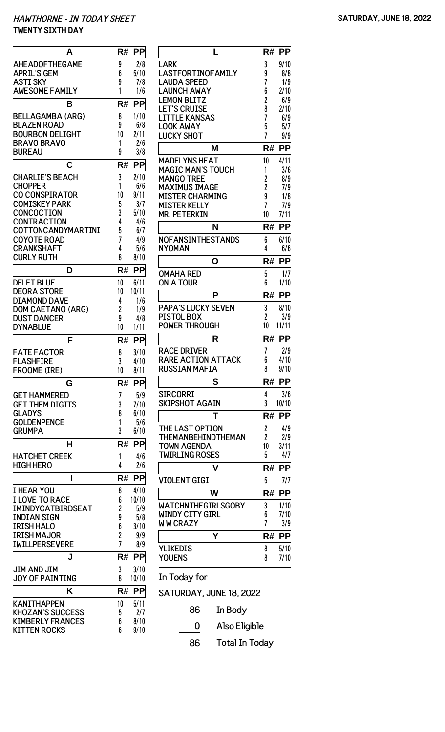*HAWTHORNE - IN TODAY SHEET*

**SATURDAY, JUNE 18, 2022**

**TWENTY SIXTH DAY**

| A | R# | PP |
|---|---|---|
| AHEADOFTHEGAME | 9 | 2/8 |
| APRIL'S GEM | 6 | 5/10 |
| ASTI SKY | 9 | 7/8 |
| AWESOME FAMILY | 1 | 1/6 |
| **B** | **R#** | **PP** |
| BELLAGAMBA (ARG) | 8 | 1/10 |
| BLAZEN ROAD | 9 | 6/8 |
| BOURBON DELIGHT | 10 | 2/11 |
| BRAVO BRAVO | 1 | 2/6 |
| BUREAU | 9 | 3/8 |
| **C** | **R#** | **PP** |
| CHARLIE'S BEACH | 3 | 2/10 |
| CHOPPER | 1 | 6/6 |
| CO CONSPIRATOR | 10 | 9/11 |
| COMISKEY PARK | 5 | 3/7 |
| CONCOCTION | 3 | 5/10 |
| CONTRACTION | 4 | 4/6 |
| COTTONCANDYMARTINI | 5 | 6/7 |
| COYOTE ROAD | 7 | 4/9 |
| CRANKSHAFT | 4 | 5/6 |
| CURLY RUTH | 8 | 8/10 |
| **D** | **R#** | **PP** |
| DELFT BLUE | 10 | 6/11 |
| DEORA STORE | 10 | 10/11 |
| DIAMOND DAVE | 4 | 1/6 |
| DOM CAETANO (ARG) | 2 | 1/9 |
| DUST DANCER | 9 | 4/8 |
| DYNABLUE | 10 | 1/11 |
| **F** | **R#** | **PP** |
| FATE FACTOR | 8 | 3/10 |
| FLASHFIRE | 3 | 4/10 |
| FROOME (IRE) | 10 | 8/11 |
| **G** | **R#** | **PP** |
| GET HAMMERED | 7 | 5/9 |
| GET THEM DIGITS | 3 | 7/10 |
| GLADYS | 8 | 6/10 |
| GOLDENPENCE | 1 | 5/6 |
| GRUMPA | 3 | 6/10 |
| **H** | **R#** | **PP** |
| HATCHET CREEK | 1 | 4/6 |
| HIGH HERO | 4 | 2/6 |
| **I** | **R#** | **PP** |
| I HEAR YOU | 8 | 4/10 |
| I LOVE TO RACE | 6 | 10/10 |
| IMINDYCATBIRDSEAT | 2 | 5/9 |
| INDIAN SIGN | 9 | 5/8 |
| IRISH HALO | 6 | 3/10 |
| IRISH MAJOR | 2 | 9/9 |
| IWILLPERSEVERE | 7 | 8/9 |
| **J** | **R#** | **PP** |
| JIM AND JIM | 3 | 3/10 |
| JOY OF PAINTING | 8 | 10/10 |
| **K** | **R#** | **PP** |
| KANITHAPPEN | 10 | 5/11 |
| KHOZAN'S SUCCESS | 5 | 2/7 |
| KIMBERLY FRANCES | 6 | 8/10 |
| KITTEN ROCKS | 6 | 9/10 |

| L | R# | PP |
|---|---|---|
| LARK | 3 | 9/10 |
| LASTFORTINOFAMILY | 9 | 8/8 |
| LAUDA SPEED | 7 | 1/9 |
| LAUNCH AWAY | 6 | 2/10 |
| LEMON BLITZ | 2 | 6/9 |
| LET'S CRUISE | 8 | 2/10 |
| LITTLE KANSAS | 7 | 6/9 |
| LOOK AWAY | 5 | 5/7 |
| LUCKY SHOT | 7 | 9/9 |
| **M** | **R#** | **PP** |
| MADELYNS HEAT | 10 | 4/11 |
| MAGIC MAN'S TOUCH | 1 | 3/6 |
| MANGO TREE | 2 | 8/9 |
| MAXIMUS IMAGE | 2 | 7/9 |
| MISTER CHARMING | 9 | 1/8 |
| MISTER KELLY | 7 | 7/9 |
| MR. PETERKIN | 10 | 7/11 |
| **N** | **R#** | **PP** |
| NOFANSINTHESTANDS | 6 | 6/10 |
| NYOMAN | 4 | 6/6 |
| **O** | **R#** | **PP** |
| OMAHA RED | 5 | 1/7 |
| ON A TOUR | 6 | 1/10 |
| **P** | **R#** | **PP** |
| PAPA'S LUCKY SEVEN | 3 | 8/10 |
| PISTOL BOX | 2 | 3/9 |
| POWER THROUGH | 10 | 11/11 |
| **R** | **R#** | **PP** |
| RACE DRIVER | 7 | 2/9 |
| RARE ACTION ATTACK | 6 | 4/10 |
| RUSSIAN MAFIA | 8 | 9/10 |
| **S** | **R#** | **PP** |
| SIRCORRI | 4 | 3/6 |
| SKIPSHOT AGAIN | 3 | 10/10 |
| **T** | **R#** | **PP** |
| THE LAST OPTION | 2 | 4/9 |
| THEMANBEHINDTHEMAN | 2 | 2/9 |
| TOWN AGENDA | 10 | 3/11 |
| TWIRLING ROSES | 5 | 4/7 |
| **V** | **R#** | **PP** |
| VIOLENT GIGI | 5 | 7/7 |
| **W** | **R#** | **PP** |
| WATCHNTHEGIRLSGOBY | 3 | 1/10 |
| WINDY CITY GIRL | 6 | 7/10 |
| W W CRAZY | 7 | 3/9 |
| **Y** | **R#** | **PP** |
| YLIKEDIS | 8 | 5/10 |
| YOUENS | 8 | 7/10 |

In Today for

SATURDAY, JUNE 18, 2022

| | |
|---|---|
| 86 | In Body |
| 0 | Also Eligible |
| 86 | Total In Today |